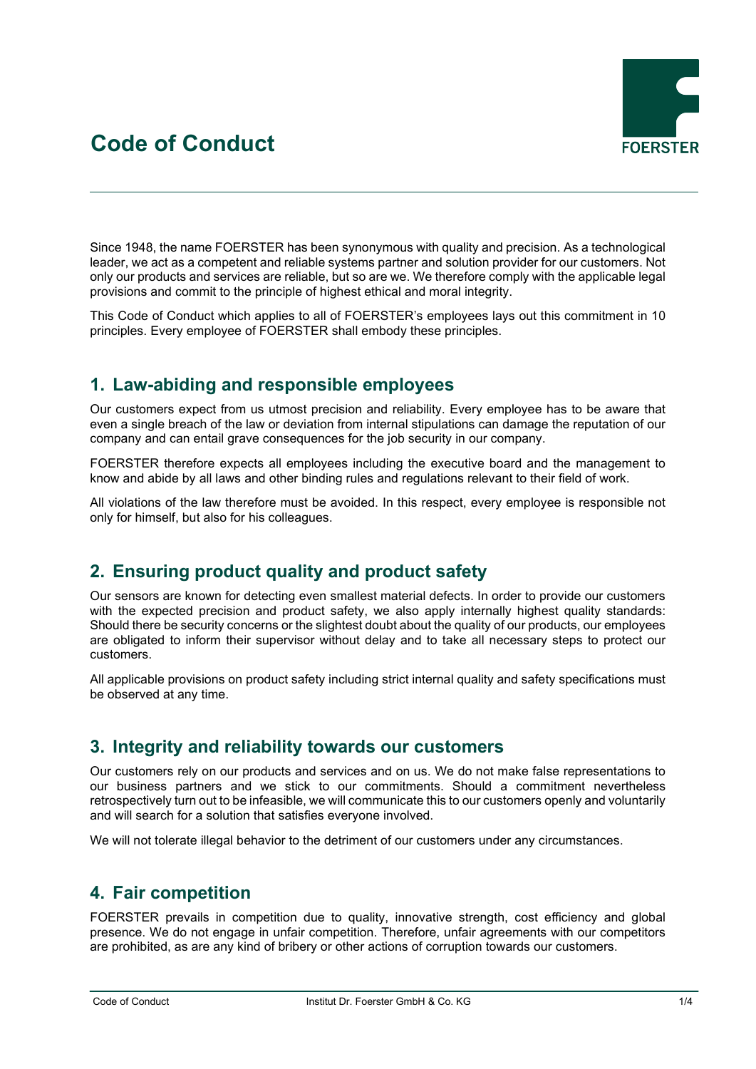# Code of Conduct

Since 1948, the name FOERSTER has been synonymous with quality and precision. As a technological leader, we act as a competent and reliable systems partner and solution provider for our customers. Not only our products and services are reliable, but so are we. We therefore comply with the applicable legal provisions and commit to the principle of highest ethical and moral integrity.

This Code of Conduct which applies to all of FOERSTER's employees lays out this commitment in 10 principles. Every employee of FOERSTER shall embody these principles.

## 1. Law-abiding and responsible employees

Our customers expect from us utmost precision and reliability. Every employee has to be aware that even a single breach of the law or deviation from internal stipulations can damage the reputation of our company and can entail grave consequences for the job security in our company.

FOERSTER therefore expects all employees including the executive board and the management to know and abide by all laws and other binding rules and regulations relevant to their field of work.

All violations of the law therefore must be avoided. In this respect, every employee is responsible not only for himself, but also for his colleagues.

## 2. Ensuring product quality and product safety

Our sensors are known for detecting even smallest material defects. In order to provide our customers with the expected precision and product safety, we also apply internally highest quality standards: Should there be security concerns or the slightest doubt about the quality of our products, our employees are obligated to inform their supervisor without delay and to take all necessary steps to protect our customers.

All applicable provisions on product safety including strict internal quality and safety specifications must be observed at any time.

## 3. Integrity and reliability towards our customers

Our customers rely on our products and services and on us. We do not make false representations to our business partners and we stick to our commitments. Should a commitment nevertheless retrospectively turn out to be infeasible, we will communicate this to our customers openly and voluntarily and will search for a solution that satisfies everyone involved.

We will not tolerate illegal behavior to the detriment of our customers under any circumstances.

## 4. Fair competition

FOERSTER prevails in competition due to quality, innovative strength, cost efficiency and global presence. We do not engage in unfair competition. Therefore, unfair agreements with our competitors are prohibited, as are any kind of bribery or other actions of corruption towards our customers.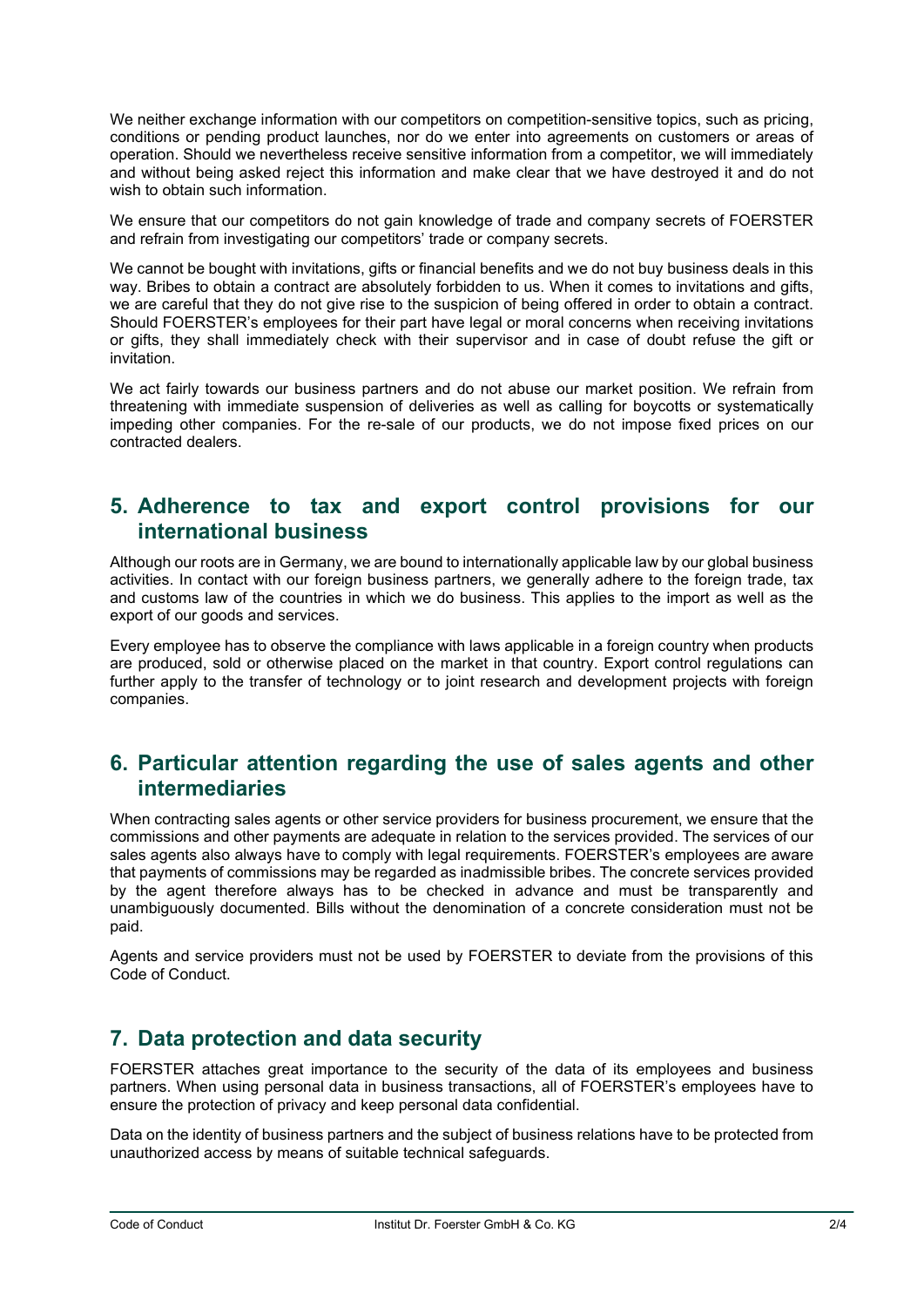We neither exchange information with our competitors on competition-sensitive topics, such as pricing, conditions or pending product launches, nor do we enter into agreements on customers or areas of operation. Should we nevertheless receive sensitive information from a competitor, we will immediately and without being asked reject this information and make clear that we have destroyed it and do not wish to obtain such information.

We ensure that our competitors do not gain knowledge of trade and company secrets of FOERSTER and refrain from investigating our competitors' trade or company secrets.

We cannot be bought with invitations, gifts or financial benefits and we do not buy business deals in this way. Bribes to obtain a contract are absolutely forbidden to us. When it comes to invitations and gifts, we are careful that they do not give rise to the suspicion of being offered in order to obtain a contract. Should FOERSTER's employees for their part have legal or moral concerns when receiving invitations or gifts, they shall immediately check with their supervisor and in case of doubt refuse the gift or invitation.

We act fairly towards our business partners and do not abuse our market position. We refrain from threatening with immediate suspension of deliveries as well as calling for boycotts or systematically impeding other companies. For the re-sale of our products, we do not impose fixed prices on our contracted dealers.

## 5. Adherence to tax and export control provisions for our international business

Although our roots are in Germany, we are bound to internationally applicable law by our global business activities. In contact with our foreign business partners, we generally adhere to the foreign trade, tax and customs law of the countries in which we do business. This applies to the import as well as the export of our goods and services.

Every employee has to observe the compliance with laws applicable in a foreign country when products are produced, sold or otherwise placed on the market in that country. Export control regulations can further apply to the transfer of technology or to joint research and development projects with foreign companies.

## 6. Particular attention regarding the use of sales agents and other intermediaries

When contracting sales agents or other service providers for business procurement, we ensure that the commissions and other payments are adequate in relation to the services provided. The services of our sales agents also always have to comply with legal requirements. FOERSTER's employees are aware that payments of commissions may be regarded as inadmissible bribes. The concrete services provided by the agent therefore always has to be checked in advance and must be transparently and unambiguously documented. Bills without the denomination of a concrete consideration must not be paid.

Agents and service providers must not be used by FOERSTER to deviate from the provisions of this Code of Conduct.

## 7. Data protection and data security

FOERSTER attaches great importance to the security of the data of its employees and business partners. When using personal data in business transactions, all of FOERSTER's employees have to ensure the protection of privacy and keep personal data confidential.

Data on the identity of business partners and the subject of business relations have to be protected from unauthorized access by means of suitable technical safeguards.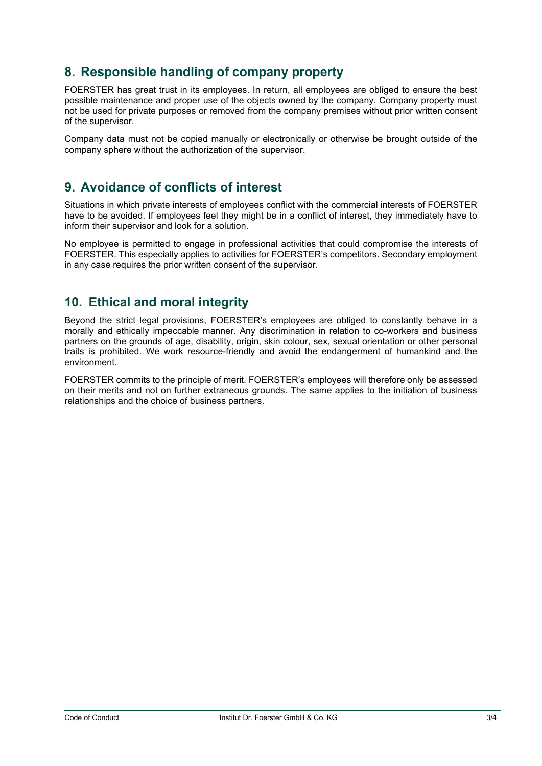## 8. Responsible handling of company property

FOERSTER has great trust in its employees. In return, all employees are obliged to ensure the best possible maintenance and proper use of the objects owned by the company. Company property must not be used for private purposes or removed from the company premises without prior written consent of the supervisor.

Company data must not be copied manually or electronically or otherwise be brought outside of the company sphere without the authorization of the supervisor.

## 9. Avoidance of conflicts of interest

Situations in which private interests of employees conflict with the commercial interests of FOERSTER have to be avoided. If employees feel they might be in a conflict of interest, they immediately have to inform their supervisor and look for a solution.

No employee is permitted to engage in professional activities that could compromise the interests of FOERSTER. This especially applies to activities for FOERSTER's competitors. Secondary employment in any case requires the prior written consent of the supervisor.

## 10. Ethical and moral integrity

Beyond the strict legal provisions, FOERSTER's employees are obliged to constantly behave in a morally and ethically impeccable manner. Any discrimination in relation to co-workers and business partners on the grounds of age, disability, origin, skin colour, sex, sexual orientation or other personal traits is prohibited. We work resource-friendly and avoid the endangerment of humankind and the environment.

FOERSTER commits to the principle of merit. FOERSTER's employees will therefore only be assessed on their merits and not on further extraneous grounds. The same applies to the initiation of business relationships and the choice of business partners.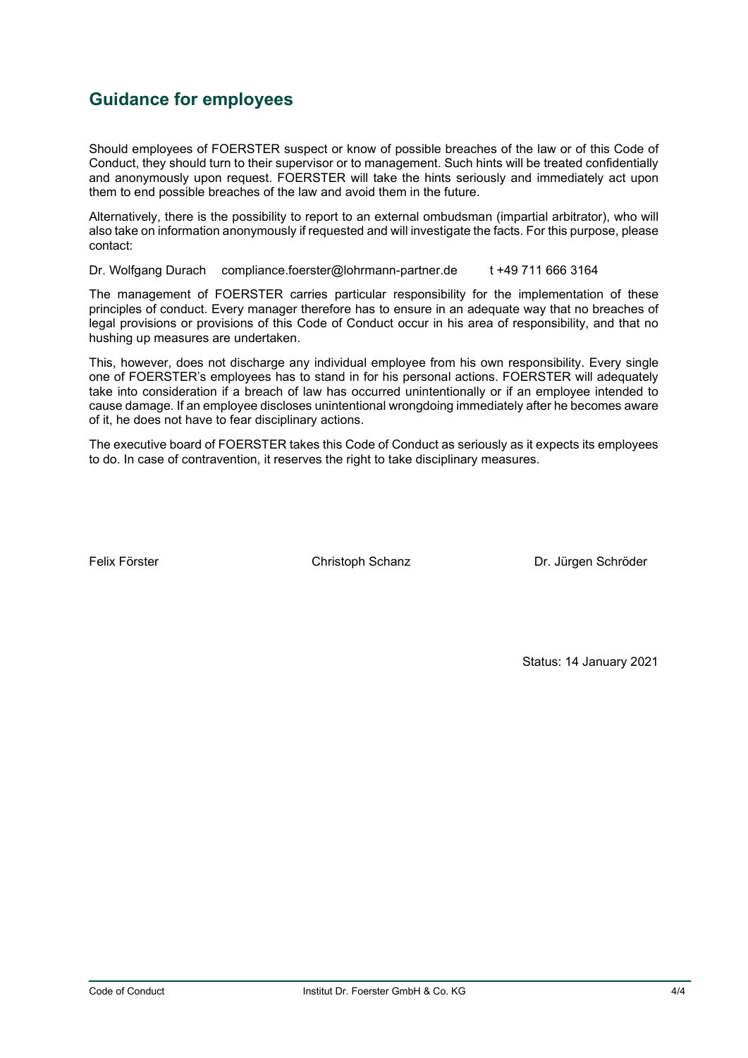## Guidance for employees

Should employees of FOERSTER suspect or know of possible breaches of the law or of this Code of Conduct, they should turn to their supervisor or to management. Such hints will be treated confidentially and anonymously upon request. FOERSTER will take the hints seriously and immediately act upon them to end possible breaches of the law and avoid them in the future.

Alternatively, there is the possibility to report to an external ombudsman (impartial arbitrator), who will also take on information anonymously if requested and will investigate the facts. For this purpose, please contact:

Dr. Wolfgang Durach compliance.foerster@lohrmann-partner.de t +49 711 666 3164

The management of FOERSTER carries particular responsibility for the implementation of these principles of conduct. Every manager therefore has to ensure in an adequate way that no breaches of legal provisions or provisions of this Code of Conduct occur in his area of responsibility, and that no hushing up measures are undertaken.

This, however, does not discharge any individual employee from his own responsibility. Every single one of FOERSTER's employees has to stand in for his personal actions. FOERSTER will adequately take into consideration if a breach of law has occurred unintentionally or if an employee intended to cause damage. If an employee discloses unintentional wrongdoing immediately after he becomes aware of it, he does not have to fear disciplinary actions.

The executive board of FOERSTER takes this Code of Conduct as seriously as it expects its employees to do. In case of contravention, it reserves the right to take disciplinary measures.

Felix Förster Christoph Schanz Dr. Jürgen Schröder

Status: 14 January 2021